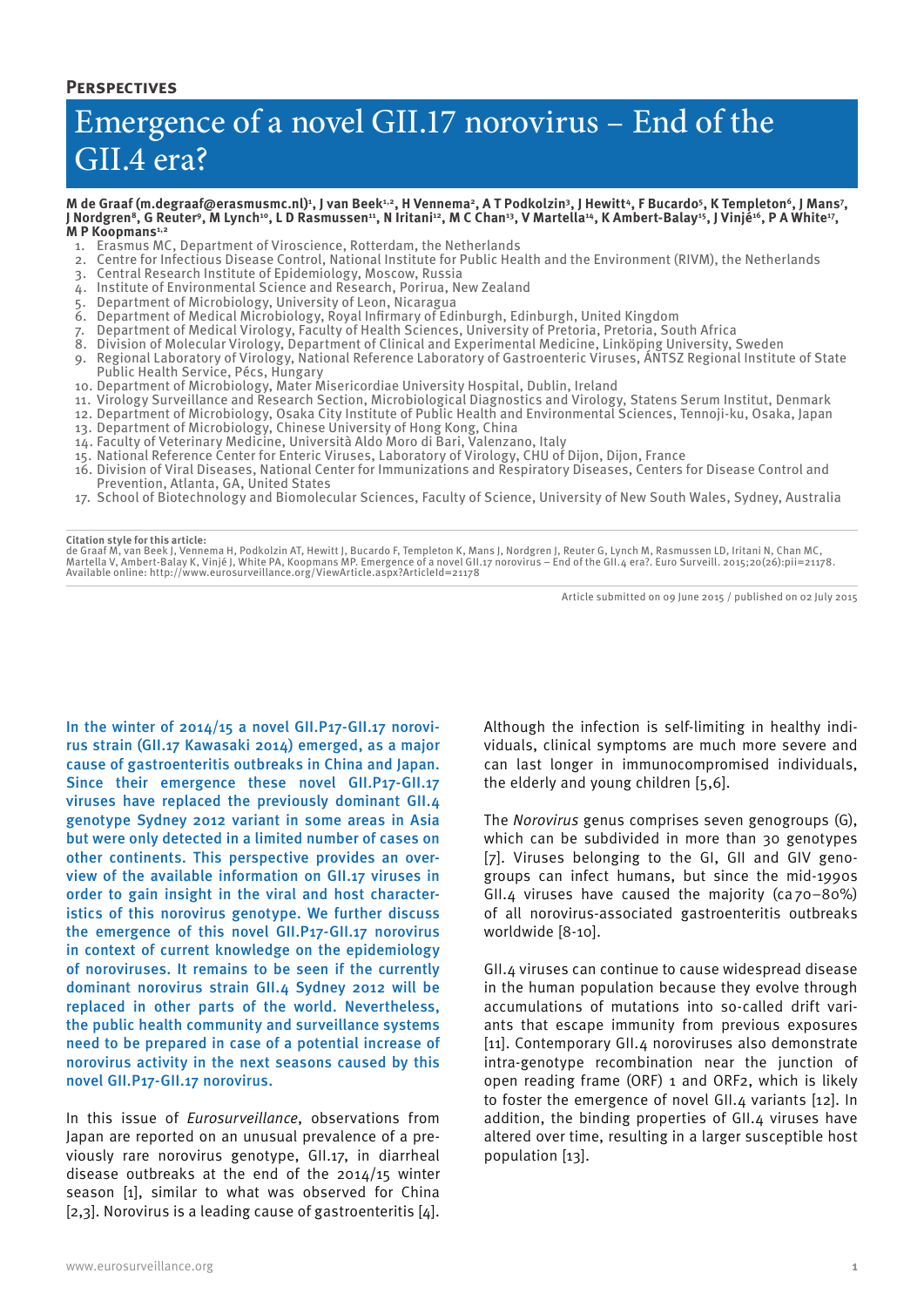**Perspectives**

# Emergence of a novel GII.17 norovirus – End of the GII.4 era?

**M de Graaf (m.degraaf@erasmusmc.nl)[1], J van Beek[1,2], H Vennema[2], A T Podkolzin[3], J Hewitt[4], F Bucardo[5], K Templeton[6], J Mans[7], J Nordgren[8], G Reuter[9], M Lynch[10], L D Rasmussen[11], N Iritani[12], M C Chan[13], V Martella[14], K Ambert-Balay[15], J Vinjé[16], P A White[17], M P Koopmans[1,2]**

1. Erasmus MC, Department of Viroscience, Rotterdam, the Netherlands
2. Centre for Infectious Disease Control, National Institute for Public Health and the Environment (RIVM), the Netherlands
3. Central Research Institute of Epidemiology, Moscow, Russia
4. Institute of Environmental Science and Research, Porirua, New Zealand
5. Department of Microbiology, University of Leon, Nicaragua
6. Department of Medical Microbiology, Royal Infirmary of Edinburgh, Edinburgh, United Kingdom
7. Department of Medical Virology, Faculty of Health Sciences, University of Pretoria, Pretoria, South Africa
8. Division of Molecular Virology, Department of Clinical and Experimental Medicine, Linköping University, Sweden
9. Regional Laboratory of Virology, National Reference Laboratory of Gastroenteric Viruses, ÁNTSZ Regional Institute of State Public Health Service, Pécs, Hungary
10. Department of Microbiology, Mater Misericordiae University Hospital, Dublin, Ireland
11. Virology Surveillance and Research Section, Microbiological Diagnostics and Virology, Statens Serum Institut, Denmark
12. Department of Microbiology, Osaka City Institute of Public Health and Environmental Sciences, Tennoji-ku, Osaka, Japan
13. Department of Microbiology, Chinese University of Hong Kong, China
14. Faculty of Veterinary Medicine, Università Aldo Moro di Bari, Valenzano, Italy
15. National Reference Center for Enteric Viruses, Laboratory of Virology, CHU of Dijon, Dijon, France
16. Division of Viral Diseases, National Center for Immunizations and Respiratory Diseases, Centers for Disease Control and Prevention, Atlanta, GA, United States
17. School of Biotechnology and Biomolecular Sciences, Faculty of Science, University of New South Wales, Sydney, Australia

**Citation style for this article:**
de Graaf M, van Beek J, Vennema H, Podkolzin AT, Hewitt J, Bucardo F, Templeton K, Mans J, Nordgren J, Reuter G, Lynch M, Rasmussen LD, Iritani N, Chan MC, Martella V, Ambert-Balay K, Vinjé J, White PA, Koopmans MP. Emergence of a novel GII.17 norovirus – End of the GII.4 era?. Euro Surveill. 2015;20(26):pii=21178. Available online: http://www.eurosurveillance.org/ViewArticle.aspx?ArticleId=21178

Article submitted on 09 June 2015 / published on 02 July 2015

In the winter of 2014/15 a novel GII.P17-GII.17 norovirus strain (GII.17 Kawasaki 2014) emerged, as a major cause of gastroenteritis outbreaks in China and Japan. Since their emergence these novel GII.P17-GII.17 viruses have replaced the previously dominant GII.4 genotype Sydney 2012 variant in some areas in Asia but were only detected in a limited number of cases on other continents. This perspective provides an overview of the available information on GII.17 viruses in order to gain insight in the viral and host characteristics of this norovirus genotype. We further discuss the emergence of this novel GII.P17-GII.17 norovirus in context of current knowledge on the epidemiology of noroviruses. It remains to be seen if the currently dominant norovirus strain GII.4 Sydney 2012 will be replaced in other parts of the world. Nevertheless, the public health community and surveillance systems need to be prepared in case of a potential increase of norovirus activity in the next seasons caused by this novel GII.P17-GII.17 norovirus.

In this issue of *Eurosurveillance*, observations from Japan are reported on an unusual prevalence of a previously rare norovirus genotype, GII.17, in diarrheal disease outbreaks at the end of the 2014/15 winter season [1], similar to what was observed for China [2,3]. Norovirus is a leading cause of gastroenteritis [4]. Although the infection is self-limiting in healthy individuals, clinical symptoms are much more severe and can last longer in immunocompromised individuals, the elderly and young children [5,6].

The *Norovirus* genus comprises seven genogroups (G), which can be subdivided in more than 30 genotypes [7]. Viruses belonging to the GI, GII and GIV genogroups can infect humans, but since the mid-1990s GII.4 viruses have caused the majority (ca 70–80%) of all norovirus-associated gastroenteritis outbreaks worldwide [8-10].

GII.4 viruses can continue to cause widespread disease in the human population because they evolve through accumulations of mutations into so-called drift variants that escape immunity from previous exposures [11]. Contemporary GII.4 noroviruses also demonstrate intra-genotype recombination near the junction of open reading frame (ORF) 1 and ORF2, which is likely to foster the emergence of novel GII.4 variants [12]. In addition, the binding properties of GII.4 viruses have altered over time, resulting in a larger susceptible host population [13].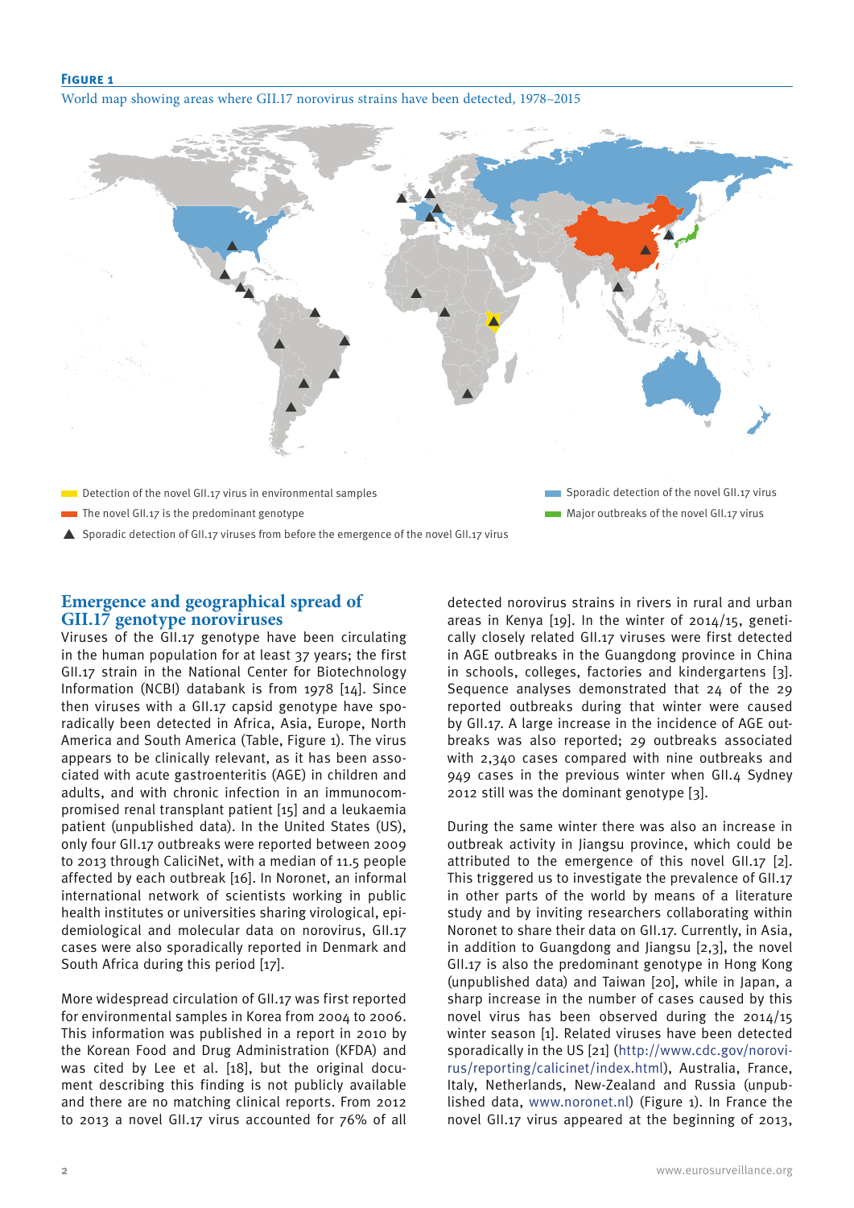**Figure 1**

World map showing areas where GII.17 norovirus strains have been detected, 1978–2015

Detection of the novel GII.17 virus in environmental samples

The novel GII.17 is the predominant genotype

Sporadic detection of GII.17 viruses from before the emergence of the novel GII.17 virus

Sporadic detection of the novel GII.17 virus

Major outbreaks of the novel GII.17 virus

## Emergence and geographical spread of GII.17 genotype noroviruses

Viruses of the GII.17 genotype have been circulating in the human population for at least 37 years; the first GII.17 strain in the National Center for Biotechnology Information (NCBI) databank is from 1978 [14]. Since then viruses with a GII.17 capsid genotype have sporadically been detected in Africa, Asia, Europe, North America and South America (Table, Figure 1). The virus appears to be clinically relevant, as it has been associated with acute gastroenteritis (AGE) in children and adults, and with chronic infection in an immunocompromised renal transplant patient [15] and a leukaemia patient (unpublished data). In the United States (US), only four GII.17 outbreaks were reported between 2009 to 2013 through CaliciNet, with a median of 11.5 people affected by each outbreak [16]. In Noronet, an informal international network of scientists working in public health institutes or universities sharing virological, epidemiological and molecular data on norovirus, GII.17 cases were also sporadically reported in Denmark and South Africa during this period [17].

More widespread circulation of GII.17 was first reported for environmental samples in Korea from 2004 to 2006. This information was published in a report in 2010 by the Korean Food and Drug Administration (KFDA) and was cited by Lee et al. [18], but the original document describing this finding is not publicly available and there are no matching clinical reports. From 2012 to 2013 a novel GII.17 virus accounted for 76% of all detected norovirus strains in rivers in rural and urban areas in Kenya [19]. In the winter of 2014/15, genetically closely related GII.17 viruses were first detected in AGE outbreaks in the Guangdong province in China in schools, colleges, factories and kindergartens [3]. Sequence analyses demonstrated that 24 of the 29 reported outbreaks during that winter were caused by GII.17. A large increase in the incidence of AGE outbreaks was also reported; 29 outbreaks associated with 2,340 cases compared with nine outbreaks and 949 cases in the previous winter when GII.4 Sydney 2012 still was the dominant genotype [3].

During the same winter there was also an increase in outbreak activity in Jiangsu province, which could be attributed to the emergence of this novel GII.17 [2]. This triggered us to investigate the prevalence of GII.17 in other parts of the world by means of a literature study and by inviting researchers collaborating within Noronet to share their data on GII.17. Currently, in Asia, in addition to Guangdong and Jiangsu [2,3], the novel GII.17 is also the predominant genotype in Hong Kong (unpublished data) and Taiwan [20], while in Japan, a sharp increase in the number of cases caused by this novel virus has been observed during the 2014/15 winter season [1]. Related viruses have been detected sporadically in the US [21] (http://www.cdc.gov/norovirus/reporting/calicinet/index.html), Australia, France, Italy, Netherlands, New-Zealand and Russia (unpublished data, www.noronet.nl) (Figure 1). In France the novel GII.17 virus appeared at the beginning of 2013,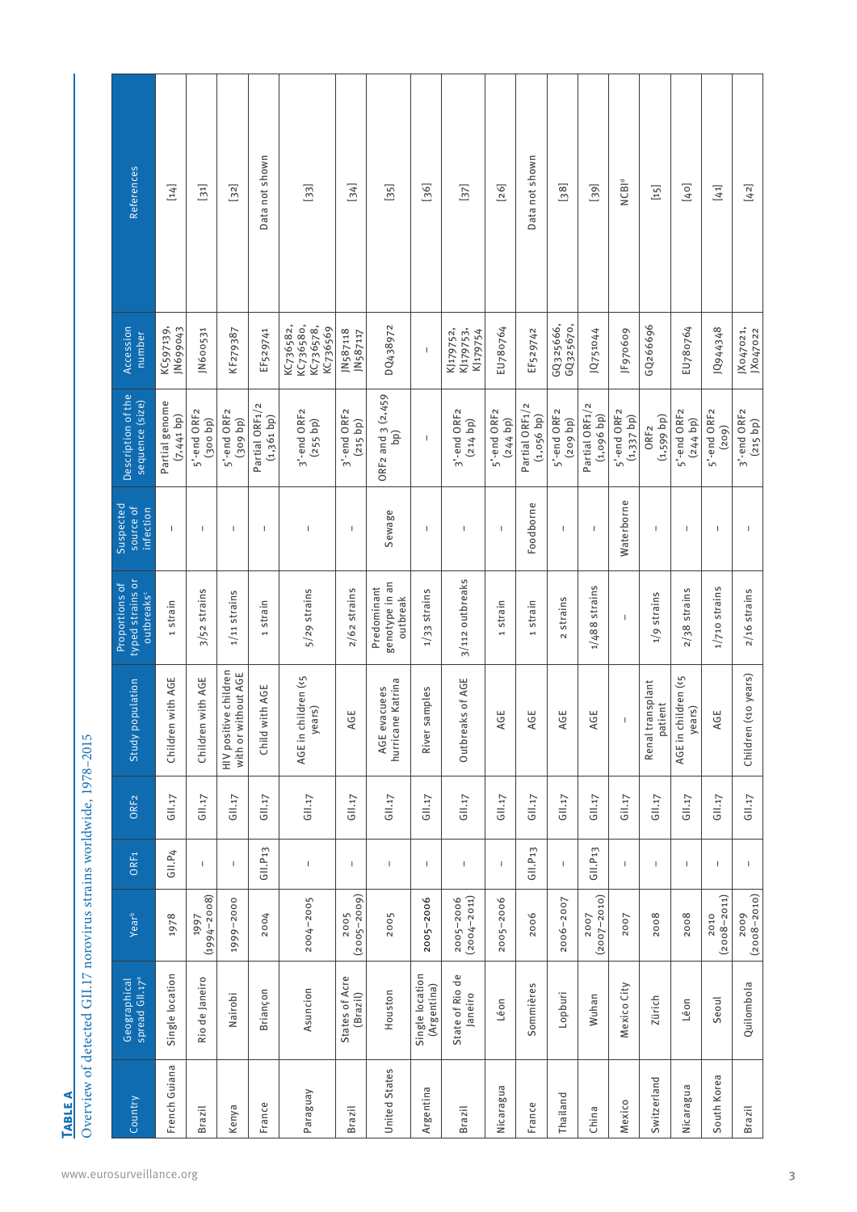**Table A**

Overview of detected GII.17 norovirus strains worldwide, 1978–2015

| Country | Geographical spread GII.17[a] | Year[b] | ORF1 | ORF2 | Study population | Proportions of typed strains or outbreaks[c] | Suspected source of infection | Description of the sequence (size) | Accession number | References |
|---|---|---|---|---|---|---|---|---|---|---|
| French Guiana | Single location | 1978 | GII.P4 | GII.17 | Children with AGE | 1 strain | – | Partial genome (7,441 bp) | KC597139, JN699043 | [14] |
| Brazil | Rio de Janeiro | 1997 (1994–2008) | – | GII.17 | Children with AGE | 3/52 strains | – | 5'-end ORF2 (300 bp) | JN600531 | [31] |
| Kenya | Nairobi | 1999–2000 | – | GII.17 | HIV positive children with or without AGE | 1/11 strains | – | 5'-end ORF2 (309 bp) | KF279387 | [32] |
| France | Briançon | 2004 | GII.P13 | GII.17 | Child with AGE | 1 strain | – | Partial ORF1/2 (1,361 bp) | EF529741 | Data not shown |
| Paraguay | Asuncion | 2004–2005 | – | GII.17 | AGE in children (<5 years) | 5/29 strains | – | 3'-end ORF2 (255 bp) | KC736582, KC736580, KC736578, KC736569 | [33] |
| Brazil | States of Acre (Brazil) | 2005 (2005–2009) | – | GII.17 | AGE | 2/62 strains | – | 3'-end ORF2 (215 bp) | JN587118 JN587117 | [34] |
| United States | Houston | 2005 | – | GII.17 | AGE evacuees hurricane Katrina | Predominant genotype in an outbreak | Sewage | ORF2 and 3 (2,459 bp) | DQ438972 | [35] |
| Argentina | Single location (Argentina) | 2005–2006 | – | GII.17 | River samples | 1/33 strains | – | – | – | [36] |
| Brazil | State of Rio de Janeiro | 2005–2006 (2004–2011) | – | GII.17 | Outbreaks of AGE | 3/112 outbreaks | – | 3'-end ORF2 (214 bp) | KJ179752, KJ179753, KJ179754 | [37] |
| Nicaragua | Léon | 2005–2006 | – | GII.17 | AGE | 1 strain | – | 5'-end ORF2 (244 bp) | EU780764 | [26] |
| France | Sommières | 2006 | GII.P13 | GII.17 | AGE | 1 strain | Foodborne | Partial ORF1/2 (1,056 bp) | EF529742 | Data not shown |
| Thailand | Lopburi | 2006–2007 | – | GII.17 | AGE | 2 strains | – | 5'-end ORF2 (209 bp) | GQ325666, GQ325670, | [38] |
| China | Wuhan | 2007 (2007–2010) | GII.P13 | GII.17 | AGE | 1/488 strains | – | Partial ORF1/2 (1,096 bp) | JQ751044 | [39] |
| Mexico | Mexico City | 2007 | – | GII.17 | – | – | Waterborne | 5'-end ORF2 (1,337 bp) | JF970609 | NCBI[d] |
| Switzerland | Zürich | 2008 | – | GII.17 | Renal transplant patient | 1/9 strains | – | ORF2 (1,599 bp) | GQ266696 | [15] |
| Nicaragua | Léon | 2008 | – | GII.17 | AGE in children (<5 years) | 2/38 strains | – | 5'-end ORF2 (244 bp) | EU780764 | [40] |
| South Korea | Seoul | 2010 (2008–2011) | – | GII.17 | AGE | 1/710 strains | – | 5'-end ORF2 (209) | JQ944348 | [41] |
| Brazil | Quilombola | 2009 (2008–2010) | – | GII.17 | Children (<10 years) | 2/16 strains | – | 3'-end ORF2 (215 bp) | JX047021, JX047022 | [42] |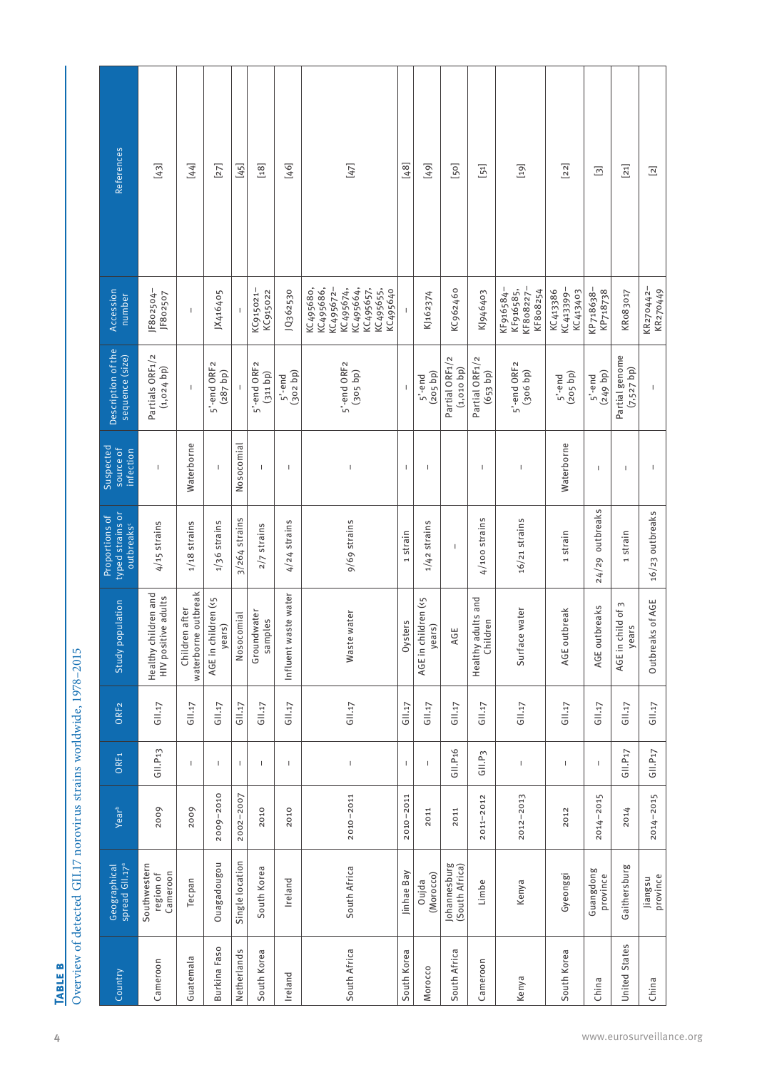**TABLE B**

Overview of detected GII.17 norovirus strains worldwide, 1978–2015

| Country | Geographical spread GII.17[a] | Year[b] | ORF1 | ORF2 | Study population | Proportions of typed strains or outbreaks[c] | Suspected source of infection | Description of the sequence (size) | Accession number | References |
|---|---|---|---|---|---|---|---|---|---|---|
| Cameroon | Southwestern region of Cameroon | 2009 | GII.P13 | GII.17 | Healthy children and HIV positive adults | 4/15 strains | – | Partials ORF1/2 (1,024 bp) | JF802504–JF802507 | [43] |
| Guatemala | Tecpan | 2009 | – | GII.17 | Children after waterborne outbreak | 1/18 strains | Waterborne | – | – | [44] |
| Burkina Faso | Ouagadougou | 2009–2010 | – | GII.17 | AGE in children (≤5 years) | 1/36 strains | – | 5'-end ORF2 (287 bp) | JX416405 | [27] |
| Netherlands | Single location | 2002–2007 | – | GII.17 | Nosocomial | 3/264 strains | Nosocomial | – | – | [45] |
| South Korea | South Korea | 2010 | – | GII.17 | Groundwater samples | 2/7 strains | – | 5'-end ORF2 (311 bp) | KC915021–KC915022 | [18] |
| Ireland | Ireland | 2010 | – | GII.17 | Influent waste water | 4/24 strains | – | 5'-end (302 bp) | JQ362530 | [46] |
| South Africa | South Africa | 2010–2011 | – | GII.17 | Waste water | 9/69 strains | – | 5'-end ORF2 (305 bp) | KC495680, KC495686, KC495672–KC495674, KC495664, KC495657, KC495655, KC495640 | [47] |
| South Korea | Jinhae Bay | 2010–2011 | – | GII.17 | Oysters | 1 strain | – | – | – | [48] |
| Morocco | Oujda (Morocco) | 2011 | – | GII.17 | AGE in children (≤5 years) | 1/42 strains | – | 5'-end (205 bp) | KJ162374 | [49] |
| South Africa | Johannesburg (South Africa) | 2011 | GII.P16 | GII.17 | AGE | – |  | Partial ORF1/2 (1,010 bp) | KC962460 | [50] |
| Cameroon | Limbe | 2011–2012 | GII.P3 | GII.17 | Healthy adults and Children | 4/100 strains | – | Partial ORF1/2 (653 bp) | KJ946403 | [51] |
| Kenya | Kenya | 2012–2013 | – | GII.17 | Surface water | 16/21 strains | – | 5'-end ORF2 (306 bp) | KF916584–KF916585, KF808227–KF808254 | [19] |
| South Korea | Gyeonggi | 2012 | – | GII.17 | AGE outbreak | 1 strain | Waterborne | 5'-end (205 bp) | KC413386 KC413399–KC413403 | [22] |
| China | Guangdong province | 2014–2015 | – | GII.17 | AGE outbreaks | 24/29 outbreaks | – | 5'-end (249 bp) | KP718638–KP718738 | [3] |
| United States | Gaithersburg | 2014 | GII.P17 | GII.17 | AGE in child of 3 years | 1 strain | – | Partial genome (7,527 bp) | KR083017 | [21] |
| China | Jiangsu province | 2014–2015 | GII.P17 | GII.17 | Outbreaks of AGE | 16/23 outbreaks | – | – | KR270442–KR270449 | [2] |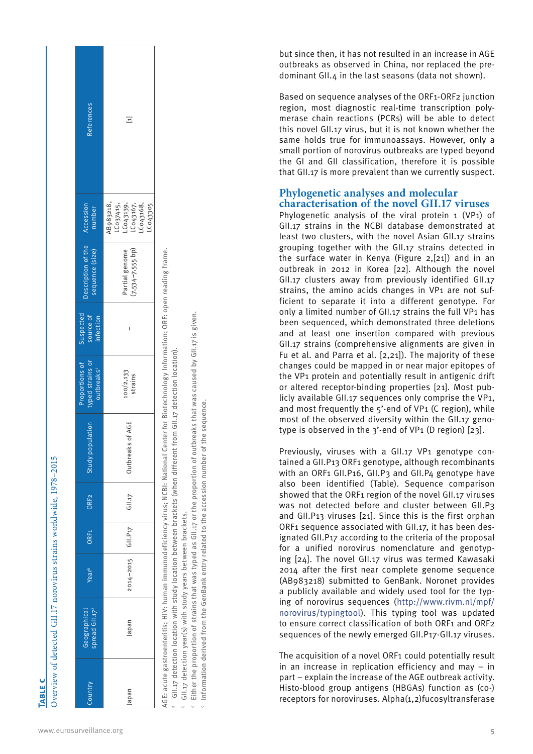**Table C**

Overview of detected GII.17 norovirus strains worldwide, 1978–2015

| Country | Geographical spread GII.17[a] | Year[b] | ORF1 | ORF2 | Study population | Proportions of typed strains or outbreaks[c] | Suspected source of infection | Description of the sequence (size) | Accession number | References |
|---|---|---|---|---|---|---|---|---|---|---|
| Japan | Japan | 2014–2015 | GII.P17 | GII.17 | Outbreaks of AGE | 100/2,133 strains | – | Partial genome (7,534–7,555 bp) | AB983218, LC037415, LC043139, LC043167, LC043168, LC043305 | [1] |

AGE: acute gastroenteritis; HIV: human immunodeficiency virus; NCBI: National Center for Biotechnology Information; ORF: open reading frame.

[a] GII.17 detection location with study location between brackets (when different from GII.17 detection location).

[b] GII.17 detection year(s) with study years between brackets.

[c] Either the proportion of strains that was typed as GII.17 or the proportion of outbreaks that was caused by GII.17 is given.

[d] Information derived from the GenBank entry related to the accession number of the sequence.

but since then, it has not resulted in an increase in AGE outbreaks as observed in China, nor replaced the predominant GII.4 in the last seasons (data not shown).

Based on sequence analyses of the ORF1-ORF2 junction region, most diagnostic real-time transcription polymerase chain reactions (PCRs) will be able to detect this novel GII.17 virus, but it is not known whether the same holds true for immunoassays. However, only a small portion of norovirus outbreaks are typed beyond the GI and GII classification, therefore it is possible that GII.17 is more prevalent than we currently suspect.

## Phylogenetic analyses and molecular characterisation of the novel GII.17 viruses

Phylogenetic analysis of the viral protein 1 (VP1) of GII.17 strains in the NCBI database demonstrated at least two clusters, with the novel Asian GII.17 strains grouping together with the GII.17 strains detected in the surface water in Kenya (Figure 2,[21]) and in an outbreak in 2012 in Korea [22]. Although the novel GII.17 clusters away from previously identified GII.17 strains, the amino acids changes in VP1 are not sufficient to separate it into a different genotype. For only a limited number of GII.17 strains the full VP1 has been sequenced, which demonstrated three deletions and at least one insertion compared with previous GII.17 strains (comprehensive alignments are given in Fu et al. and Parra et al. [2,21]). The majority of these changes could be mapped in or near major epitopes of the VP1 protein and potentially result in antigenic drift or altered receptor-binding properties [21]. Most publicly available GII.17 sequences only comprise the VP1, and most frequently the 5'-end of VP1 (C region), while most of the observed diversity within the GII.17 genotype is observed in the 3'-end of VP1 (D region) [23].

Previously, viruses with a GII.17 VP1 genotype contained a GII.P13 ORF1 genotype, although recombinants with an ORF1 GII.P16, GII.P3 and GII.P4 genotype have also been identified (Table). Sequence comparison showed that the ORF1 region of the novel GII.17 viruses was not detected before and cluster between GII.P3 and GII.P13 viruses [21]. Since this is the first orphan ORF1 sequence associated with GII.17, it has been designated GII.P17 according to the criteria of the proposal for a unified norovirus nomenclature and genotyping [24]. The novel GII.17 virus was termed Kawasaki 2014 after the first near complete genome sequence (AB983218) submitted to GenBank. Noronet provides a publicly available and widely used tool for the typing of norovirus sequences (http://www.rivm.nl/mpf/norovirus/typingtool). This typing tool was updated to ensure correct classification of both ORF1 and ORF2 sequences of the newly emerged GII.P17-GII.17 viruses.

The acquisition of a novel ORF1 could potentially result in an increase in replication efficiency and may – in part – explain the increase of the AGE outbreak activity. Histo-blood group antigens (HBGAs) function as (co-) receptors for noroviruses. Alpha(1,2)fucosyltransferase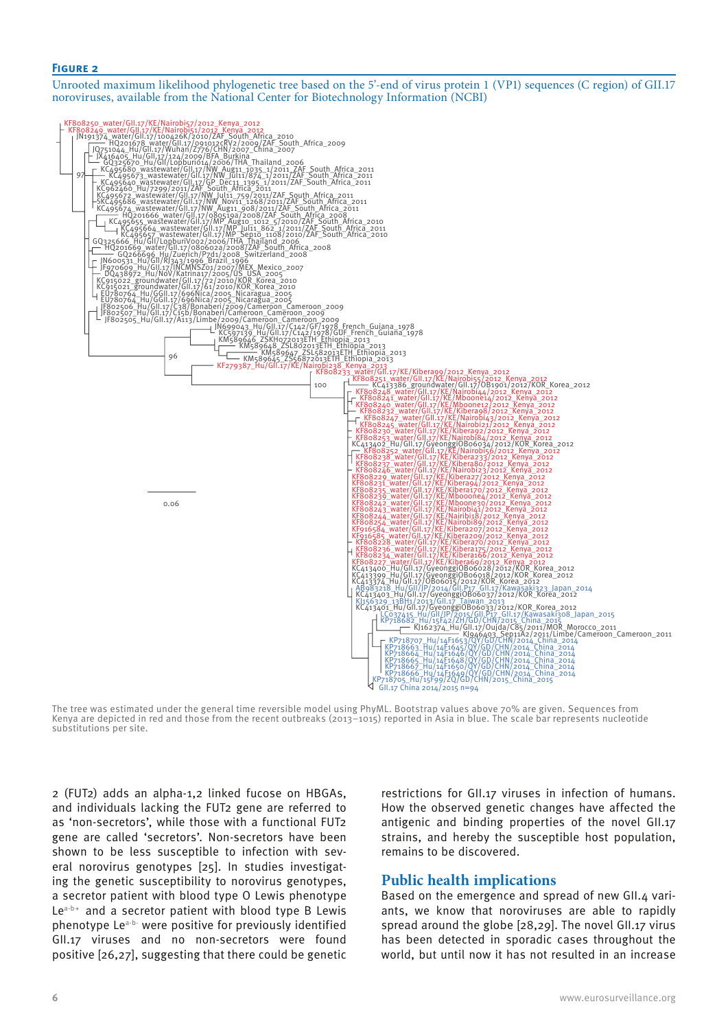**Figure 2**

Unrooted maximum likelihood phylogenetic tree based on the 5'-end of virus protein 1 (VP1) sequences (C region) of GII.17 noroviruses, available from the National Center for Biotechnology Information (NCBI)

The tree was estimated under the general time reversible model using PhyML. Bootstrap values above 70% are given. Sequences from Kenya are depicted in red and those from the recent outbreaks (2013–1015) reported in Asia in blue. The scale bar represents nucleotide substitutions per site.

2 (FUT2) adds an alpha-1,2 linked fucose on HBGAs, and individuals lacking the FUT2 gene are referred to as 'non-secretors', while those with a functional FUT2 gene are called 'secretors'. Non-secretors have been shown to be less susceptible to infection with several norovirus genotypes [25]. In studies investigating the genetic susceptibility to norovirus genotypes, a secretor patient with blood type O Lewis phenotype $Le^{a-b+}$ and a secretor patient with blood type B Lewis phenotype $Le^{a-b-}$ were positive for previously identified GII.17 viruses and no non-secretors were found positive [26,27], suggesting that there could be genetic restrictions for GII.17 viruses in infection of humans. How the observed genetic changes have affected the antigenic and binding properties of the novel GII.17 strains, and hereby the susceptible host population, remains to be discovered.

## Public health implications

Based on the emergence and spread of new GII.4 variants, we know that noroviruses are able to rapidly spread around the globe [28,29]. The novel GII.17 virus has been detected in sporadic cases throughout the world, but until now it has not resulted in an increase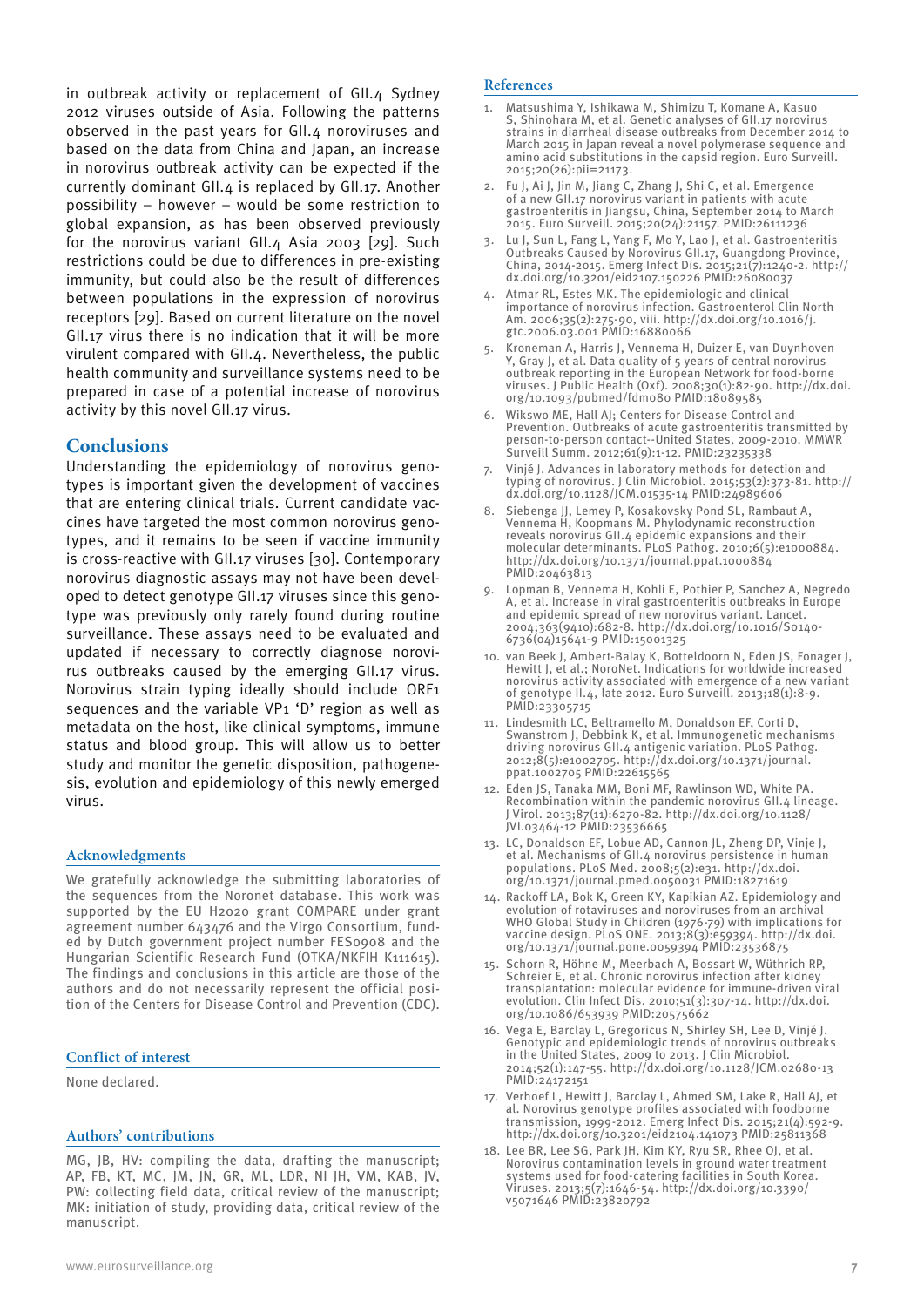in outbreak activity or replacement of GII.4 Sydney 2012 viruses outside of Asia. Following the patterns observed in the past years for GII.4 noroviruses and based on the data from China and Japan, an increase in norovirus outbreak activity can be expected if the currently dominant GII.4 is replaced by GII.17. Another possibility – however – would be some restriction to global expansion, as has been observed previously for the norovirus variant GII.4 Asia 2003 [29]. Such restrictions could be due to differences in pre-existing immunity, but could also be the result of differences between populations in the expression of norovirus receptors [29]. Based on current literature on the novel GII.17 virus there is no indication that it will be more virulent compared with GII.4. Nevertheless, the public health community and surveillance systems need to be prepared in case of a potential increase of norovirus activity by this novel GII.17 virus.

## Conclusions

Understanding the epidemiology of norovirus genotypes is important given the development of vaccines that are entering clinical trials. Current candidate vaccines have targeted the most common norovirus genotypes, and it remains to be seen if vaccine immunity is cross-reactive with GII.17 viruses [30]. Contemporary norovirus diagnostic assays may not have been developed to detect genotype GII.17 viruses since this genotype was previously only rarely found during routine surveillance. These assays need to be evaluated and updated if necessary to correctly diagnose norovirus outbreaks caused by the emerging GII.17 virus. Norovirus strain typing ideally should include ORF1 sequences and the variable VP1 'D' region as well as metadata on the host, like clinical symptoms, immune status and blood group. This will allow us to better study and monitor the genetic disposition, pathogenesis, evolution and epidemiology of this newly emerged virus.

### Acknowledgments

We gratefully acknowledge the submitting laboratories of the sequences from the Noronet database. This work was supported by the EU H2020 grant COMPARE under grant agreement number 643476 and the Virgo Consortium, funded by Dutch government project number FES0908 and the Hungarian Scientific Research Fund (OTKA/NKFIH K111615). The findings and conclusions in this article are those of the authors and do not necessarily represent the official position of the Centers for Disease Control and Prevention (CDC).

### Conflict of interest

None declared.

### Authors' contributions

MG, JB, HV: compiling the data, drafting the manuscript; AP, FB, KT, MC, JM, JN, GR, ML, LDR, NI JH, VM, KAB, JV, PW: collecting field data, critical review of the manuscript; MK: initiation of study, providing data, critical review of the manuscript.

### References

1. Matsushima Y, Ishikawa M, Shimizu T, Komane A, Kasuo S, Shinohara M, et al. Genetic analyses of GII.17 norovirus strains in diarrheal disease outbreaks from December 2014 to March 2015 in Japan reveal a novel polymerase sequence and amino acid substitutions in the capsid region. Euro Surveill. 2015;20(26):pii=21173.
2. Fu J, Ai J, Jin M, Jiang C, Zhang J, Shi C, et al. Emergence of a new GII.17 norovirus variant in patients with acute gastroenteritis in Jiangsu, China, September 2014 to March 2015. Euro Surveill. 2015;20(24):21157. PMID:26111236
3. Lu J, Sun L, Fang L, Yang F, Mo Y, Lao J, et al. Gastroenteritis Outbreaks Caused by Norovirus GII.17, Guangdong Province, China, 2014-2015. Emerg Infect Dis. 2015;21(7):1240-2. http://dx.doi.org/10.3201/eid2107.150226 PMID:26080037
4. Atmar RL, Estes MK. The epidemiologic and clinical importance of norovirus infection. Gastroenterol Clin North Am. 2006;35(2):275-90, viii. http://dx.doi.org/10.1016/j.gtc.2006.03.001 PMID:16880066
5. Kroneman A, Harris J, Vennema H, Duizer E, van Duynhoven Y, Gray J, et al. Data quality of 5 years of central norovirus outbreak reporting in the European Network for food-borne viruses. J Public Health (Oxf). 2008;30(1):82-90. http://dx.doi.org/10.1093/pubmed/fdm080 PMID:18089585
6. Wikswo ME, Hall AJ; Centers for Disease Control and Prevention. Outbreaks of acute gastroenteritis transmitted by person-to-person contact--United States, 2009-2010. MMWR Surveill Summ. 2012;61(9):1-12. PMID:23235338
7. Vinjé J. Advances in laboratory methods for detection and typing of norovirus. J Clin Microbiol. 2015;53(2):373-81. http://dx.doi.org/10.1128/JCM.01535-14 PMID:24989606
8. Siebenga JJ, Lemey P, Kosakovsky Pond SL, Rambaut A, Vennema H, Koopmans M. Phylodynamic reconstruction reveals norovirus GII.4 epidemic expansions and their molecular determinants. PLoS Pathog. 2010;6(5):e1000884. http://dx.doi.org/10.1371/journal.ppat.1000884 PMID:20463813
9. Lopman B, Vennema H, Kohli E, Pothier P, Sanchez A, Negredo A, et al. Increase in viral gastroenteritis outbreaks in Europe and epidemic spread of new norovirus variant. Lancet. 2004;363(9410):682-8. http://dx.doi.org/10.1016/S0140-6736(04)15641-9 PMID:15001325
10. van Beek J, Ambert-Balay K, Botteldoorn N, Eden JS, Fonager J, Hewitt J, et al.; NoroNet. Indications for worldwide increased norovirus activity associated with emergence of a new variant of genotype II.4, late 2012. Euro Surveill. 2013;18(1):8-9. PMID:23305715
11. Lindesmith LC, Beltramello M, Donaldson EF, Corti D, Swanstrom J, Debbink K, et al. Immunogenetic mechanisms driving norovirus GII.4 antigenic variation. PLoS Pathog. 2012;8(5):e1002705. http://dx.doi.org/10.1371/journal.ppat.1002705 PMID:22615565
12. Eden JS, Tanaka MM, Boni MF, Rawlinson WD, White PA. Recombination within the pandemic norovirus GII.4 lineage. J Virol. 2013;87(11):6270-82. http://dx.doi.org/10.1128/JVI.03464-12 PMID:23536665
13. LC, Donaldson EF, Lobue AD, Cannon JL, Zheng DP, Vinje J, et al. Mechanisms of GII.4 norovirus persistence in human populations. PLoS Med. 2008;5(2):e31. http://dx.doi.org/10.1371/journal.pmed.0050031 PMID:18271619
14. Rackoff LA, Bok K, Green KY, Kapikian AZ. Epidemiology and evolution of rotaviruses and noroviruses from an archival WHO Global Study in Children (1976-79) with implications for vaccine design. PLoS ONE. 2013;8(3):e59394. http://dx.doi.org/10.1371/journal.pone.0059394 PMID:23536875
15. Schorn R, Höhne M, Meerbach A, Bossart W, Wüthrich RP, Schreier E, et al. Chronic norovirus infection after kidney transplantation: molecular evidence for immune-driven viral evolution. Clin Infect Dis. 2010;51(3):307-14. http://dx.doi.org/10.1086/653939 PMID:20575662
16. Vega E, Barclay L, Gregoricus N, Shirley SH, Lee D, Vinjé J. Genotypic and epidemiologic trends of norovirus outbreaks in the United States, 2009 to 2013. J Clin Microbiol. 2014;52(1):147-55. http://dx.doi.org/10.1128/JCM.02680-13 PMID:24172151
17. Verhoef L, Hewitt J, Barclay L, Ahmed SM, Lake R, Hall AJ, et al. Norovirus genotype profiles associated with foodborne transmission, 1999-2012. Emerg Infect Dis. 2015;21(4):592-9. http://dx.doi.org/10.3201/eid2104.141073 PMID:25811368
18. Lee BR, Lee SG, Park JH, Kim KY, Ryu SR, Rhee OJ, et al. Norovirus contamination levels in ground water treatment systems used for food-catering facilities in South Korea. Viruses. 2013;5(7):1646-54. http://dx.doi.org/10.3390/v5071646 PMID:23820792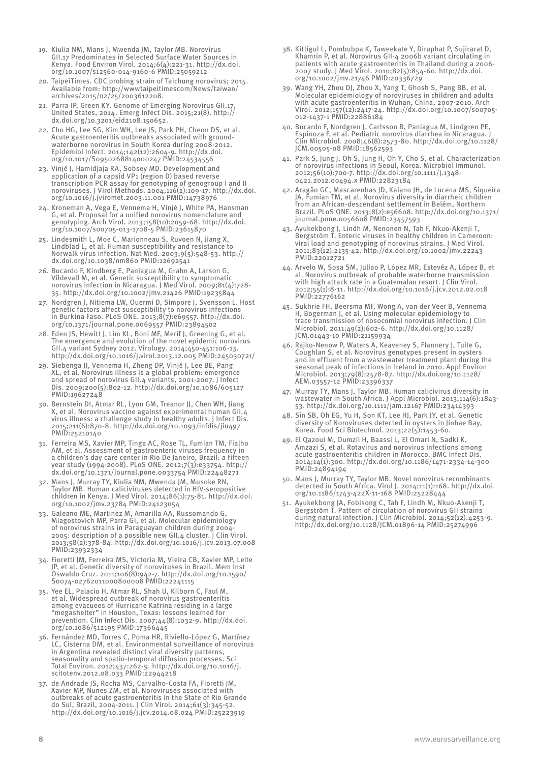19. Kiulia NM, Mans J, Mwenda JM, Taylor MB. Norovirus GII.17 Predominates in Selected Surface Water Sources in Kenya. Food Environ Virol. 2014;6(4):221-31. http://dx.doi.org/10.1007/s12560-014-9160-6 PMID:25059212
20. TaipeiTimes. CDC probing strain of Taichung norovirus; 2015. Available from: http://wwwtaipeitimescom/News/taiwan/archives/2015/02/25/2003612208.
21. Parra JP, Green KY. Genome of Emerging Norovirus GII.17, United States, 2014. Emerg Infect Dis. 2015;21(8). http://dx.doi.org/10.3201/eid2108.150652.
22. Cho HG, Lee SG, Kim WH, Lee JS, Park PH, Cheon DS, et al. Acute gastroenteritis outbreaks associated with groundwaterborne norovirus in South Korea during 2008-2012. Epidemiol Infect. 2014;142(12):2604-9. http://dx.doi.org/10.1017/S0950268814000247 PMID:24534556
23. Vinjé J, Hamidjaja RA, Sobsey MD. Development and application of a capsid VP1 (region D) based reverse transcription PCR assay for genotyping of genogroup I and II noroviruses. J Virol Methods. 2004;116(2):109-17. http://dx.doi.org/10.1016/j.jviromet.2003.11.001 PMID:14738976
24. Kroneman A, Vega E, Vennema H, Vinjé J, White PA, Hansman G, et al. Proposal for a unified norovirus nomenclature and genotyping. Arch Virol. 2013;158(10):2059-68. http://dx.doi.org/10.1007/s00705-013-1708-5 PMID:23615870
25. Lindesmith L, Moe C, Marionneau S, Ruvoen N, Jiang X, Lindblad L, et al. Human susceptibility and resistance to Norwalk virus infection. Nat Med. 2003;9(5):548-53. http://dx.doi.org/10.1038/nm860 PMID:12692541
26. Bucardo F, Kindberg E, Paniagua M, Grahn A, Larson G, Vildevall M, et al. Genetic susceptibility to symptomatic norovirus infection in Nicaragua. J Med Virol. 2009;81(4):728-35. http://dx.doi.org/10.1002/jmv.21426 PMID:19235844
27. Nordgren J, Nitiema LW, Ouermi D, Simpore J, Svensson L. Host genetic factors affect susceptibility to norovirus infections in Burkina Faso. PLoS ONE. 2013;8(7):e69557. http://dx.doi.org/10.1371/journal.pone.0069557 PMID:23894502
28. Eden JS, Hewitt J, Lim KL, Boni MF, Merif J, Greening G, et al. The emergence and evolution of the novel epidemic norovirus GII.4 variant Sydney 2012. Virology. 2014;450-451:106-13. http://dx.doi.org/10.1016/j.virol.2013.12.005 PMID:24503072</
29. Siebenga JJ, Vennema H, Zheng DP, Vinjé J, Lee BE, Pang XL, et al. Norovirus illness is a global problem: emergence and spread of norovirus GII.4 variants, 2001-2007. J Infect Dis. 2009;200(5):802-12. http://dx.doi.org/10.1086/605127 PMID:19627248
30. Bernstein DI, Atmar RL, Lyon GM, Treanor JJ, Chen WH, Jiang X, et al. Norovirus vaccine against experimental human GII.4 virus illness: a challenge study in healthy adults. J Infect Dis. 2015;211(6):870-8. http://dx.doi.org/10.1093/infdis/jiu497 PMID:25210140
31. Ferreira MS, Xavier MP, Tinga AC, Rose TL, Fumian TM, Fialho AM, et al. Assessment of gastroenteric viruses frequency in a children's day care center in Rio De Janeiro, Brazil: a fifteen year study (1994-2008). PLoS ONE. 2012;7(3):e33754. http://dx.doi.org/10.1371/journal.pone.0033754 PMID:22448271
32. Mans J, Murray TY, Kiulia NM, Mwenda JM, Musoke RN, Taylor MB. Human caliciviruses detected in HIV-seropositive children in Kenya. J Med Virol. 2014;86(1):75-81. http://dx.doi.org/10.1002/jmv.23784 PMID:24123054
33. Galeano ME, Martinez M, Amarilla AA, Russomando G, Miagostovich MP, Parra GI, et al. Molecular epidemiology of norovirus strains in Paraguayan children during 2004-2005: description of a possible new GII.4 cluster. J Clin Virol. 2013;58(2):378-84. http://dx.doi.org/10.1016/j.jcv.2013.07.008 PMID:23932334
34. Fioretti JM, Ferreira MS, Victoria M, Vieira CB, Xavier MP, Leite JP, et al. Genetic diversity of noroviruses in Brazil. Mem Inst Oswaldo Cruz. 2011;106(8):942-7. http://dx.doi.org/10.1590/S0074-02762011000800008 PMID:22241115
35. Yee EL, Palacio H, Atmar RL, Shah U, Kilborn C, Faul M, et al. Widespread outbreak of norovirus gastroenteritis among evacuees of Hurricane Katrina residing in a large "megashelter" in Houston, Texas: lessons learned for prevention. Clin Infect Dis. 2007;44(8):1032-9. http://dx.doi.org/10.1086/512195 PMID:17366445
36. Fernández MD, Torres C, Poma HR, Riviello-López G, Martínez LC, Cisterna DM, et al. Environmental surveillance of norovirus in Argentina revealed distinct viral diversity patterns, seasonality and spatio-temporal diffusion processes. Sci Total Environ. 2012;437:262-9. http://dx.doi.org/10.1016/j.scitotenv.2012.08.033 PMID:22944218
37. de Andrade JS, Rocha MS, Carvalho-Costa FA, Fioretti JM, Xavier MP, Nunes ZM, et al. Noroviruses associated with outbreaks of acute gastroenteritis in the State of Rio Grande do Sul, Brazil, 2004-2011. J Clin Virol. 2014;61(3):345-52. http://dx.doi.org/10.1016/j.jcv.2014.08.024 PMID:25223919
38. Kittigul L, Pombubpa K, Taweekate Y, Diraphat P, Sujirarat D, Khamrin P, et al. Norovirus GII-4 2006b variant circulating in patients with acute gastroenteritis in Thailand during a 2006-2007 study. J Med Virol. 2010;82(5):854-60. http://dx.doi.org/10.1002/jmv.21746 PMID:20336729
39. Wang YH, Zhou DJ, Zhou X, Yang T, Ghosh S, Pang BB, et al. Molecular epidemiology of noroviruses in children and adults with acute gastroenteritis in Wuhan, China, 2007-2010. Arch Virol. 2012;157(12):2417-24. http://dx.doi.org/10.1007/s00705-012-1437-1 PMID:22886184
40. Bucardo F, Nordgren J, Carlsson B, Paniagua M, Lindgren PE, Espinoza F, et al. Pediatric norovirus diarrhea in Nicaragua. J Clin Microbiol. 2008;46(8):2573-80. http://dx.doi.org/10.1128/JCM.00505-08 PMID:18562593
41. Park S, Jung J, Oh S, Jung H, Oh Y, Cho S, et al. Characterization of norovirus infections in Seoul, Korea. Microbiol Immunol. 2012;56(10):700-7. http://dx.doi.org/10.1111/j.1348-0421.2012.00494.x PMID:22823184
42. Aragão GC, Mascarenhas JD, Kaiano JH, de Lucena MS, Siqueira JA, Fumian TM, et al. Norovirus diversity in diarrheic children from an African-descendant settlement in Belém, Northern Brazil. PLoS ONE. 2013;8(2):e56608. http://dx.doi.org/10.1371/journal.pone.0056608 PMID:23457593
43. Ayukekbong J, Lindh M, Nenonen N, Tah F, Nkuo-Akenji T, Bergström T. Enteric viruses in healthy children in Cameroon: viral load and genotyping of norovirus strains. J Med Virol. 2011;83(12):2135-42. http://dx.doi.org/10.1002/jmv.22243 PMID:22012721
44. Arvelo W, Sosa SM, Juliao P, López MR, Estevéz A, López B, et al. Norovirus outbreak of probable waterborne transmission with high attack rate in a Guatemalan resort. J Clin Virol. 2012;55(1):8-11. http://dx.doi.org/10.1016/j.jcv.2012.02.018 PMID:22776162
45. Sukhrie FH, Beersma MF, Wong A, van der Veer B, Vennema H, Bogerman J, et al. Using molecular epidemiology to trace transmission of nosocomial norovirus infection. J Clin Microbiol. 2011;49(2):602-6. http://dx.doi.org/10.1128/JCM.01443-10 PMID:21159934
46. Rajko-Nenow P, Waters A, Keaveney S, Flannery J, Tuite G, Coughlan S, et al. Norovirus genotypes present in oysters and in effluent from a wastewater treatment plant during the seasonal peak of infections in Ireland in 2010. Appl Environ Microbiol. 2013;79(8):2578-87. http://dx.doi.org/10.1128/AEM.03557-12 PMID:23396337
47. Murray TY, Mans J, Taylor MB. Human calicivirus diversity in wastewater in South Africa. J Appl Microbiol. 2013;114(6):1843-53. http://dx.doi.org/10.1111/jam.12167 PMID:23414393
48. Sin SB, Oh EG, Yu H, Son KT, Lee HJ, Park JY, et al. Genetic diversity of Noroviruses detected in oysters in Jinhae Bay, Korea. Food Sci Biotechnol. 2013;22(5):1453-60.
49. El Qazoui M, Oumzil H, Baassi L, El Omari N, Sadki K, Amzazi S, et al. Rotavirus and norovirus infections among acute gastroenteritis children in Morocco. BMC Infect Dis. 2014;14(1):300. http://dx.doi.org/10.1186/1471-2334-14-300 PMID:24894194
50. Mans J, Murray TY, Taylor MB. Novel norovirus recombinants detected in South Africa. Virol J. 2014;11(1):168. http://dx.doi.org/10.1186/1743-422X-11-168 PMID:25228444
51. Ayukekbong JA, Fobisong C, Tah F, Lindh M, Nkuo-Akenji T, Bergström T. Pattern of circulation of norovirus GII strains during natural infection. J Clin Microbiol. 2014;52(12):4253-9. http://dx.doi.org/10.1128/JCM.01896-14 PMID:25274996